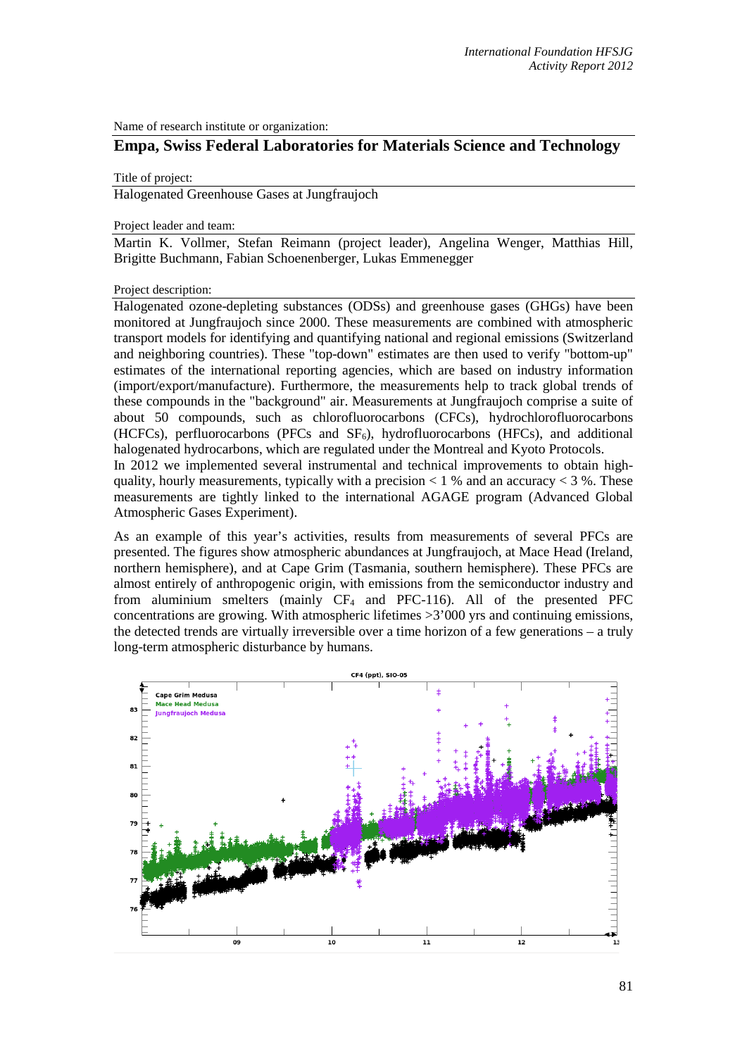Name of research institute or organization:

# Empa, Swiss Federal Laboratories for Materials Science and Technology

Title of project:

Halogenated Greenhouse Gases at Jungfraujoch

Project leader and team:

Martin K. Vollmer, Stefan Reimann (project leader), Angelina Wenger, Matthias Hill, Brigitte Buchmann, Fabian Schoenenberger, Lukas Emmenegger

Project description:

Halogenated ozone-depleting substances (ODSs) and greenhouse gases (GHGs) have been monitored at Jungfraujoch since 2000. These measurements are combined with atmospheric transport models for identifying and quantifying national and regional emissions (Switzerland and neighboring countries). These "top-down" estimates are then used to verify "bottom-up" estimates of the international reporting agencies, which are based on industry information (import/export/manufacture). Furthermore, the measurements help to track global trends of these compounds in the "background" air. Measurements at Jungfraujoch comprise a suite of about 50 compounds, such as chlorofluorocarbons (CFCs), hydrochlorofluorocarbons (HCFCs), perfluorocarbons (PFCs and $SF_6$), hydrofluorocarbons (HFCs), and additional halogenated hydrocarbons, which are regulated under the Montreal and Kyoto Protocols.
In 2012 we implemented several instrumental and technical improvements to obtain high-quality, hourly measurements, typically with a precision < 1 % and an accuracy < 3 %. These measurements are tightly linked to the international AGAGE program (Advanced Global Atmospheric Gases Experiment).

As an example of this year's activities, results from measurements of several PFCs are presented. The figures show atmospheric abundances at Jungfraujoch, at Mace Head (Ireland, northern hemisphere), and at Cape Grim (Tasmania, southern hemisphere). These PFCs are almost entirely of anthropogenic origin, with emissions from the semiconductor industry and from aluminium smelters (mainly $CF_4$ and PFC-116). All of the presented PFC concentrations are growing. With atmospheric lifetimes >3'000 yrs and continuing emissions, the detected trends are virtually irreversible over a time horizon of a few generations – a truly long-term atmospheric disturbance by humans.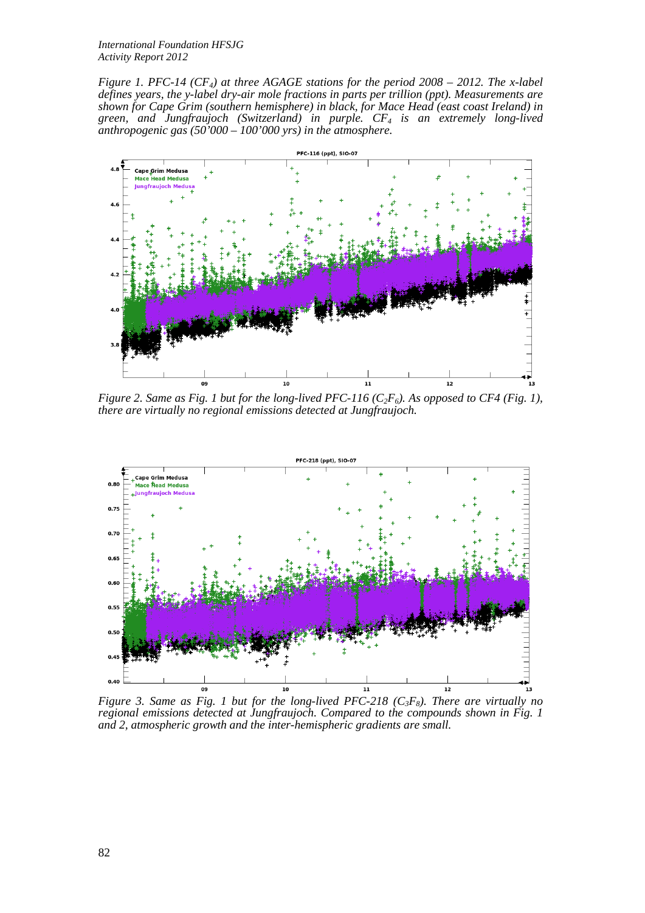*Figure 1. PFC-14 ($CF_4$) at three AGAGE stations for the period 2008 – 2012. The x-label defines years, the y-label dry-air mole fractions in parts per trillion (ppt). Measurements are shown for Cape Grim (southern hemisphere) in black, for Mace Head (east coast Ireland) in green, and Jungfraujoch (Switzerland) in purple. $CF_4$ is an extremely long-lived anthropogenic gas (50'000 – 100'000 yrs) in the atmosphere.*

*Figure 2. Same as Fig. 1 but for the long-lived PFC-116 ($C_2F_6$). As opposed to CF4 (Fig. 1), there are virtually no regional emissions detected at Jungfraujoch.*

*Figure 3. Same as Fig. 1 but for the long-lived PFC-218 ($C_3F_8$). There are virtually no regional emissions detected at Jungfraujoch. Compared to the compounds shown in Fig. 1 and 2, atmospheric growth and the inter-hemispheric gradients are small.*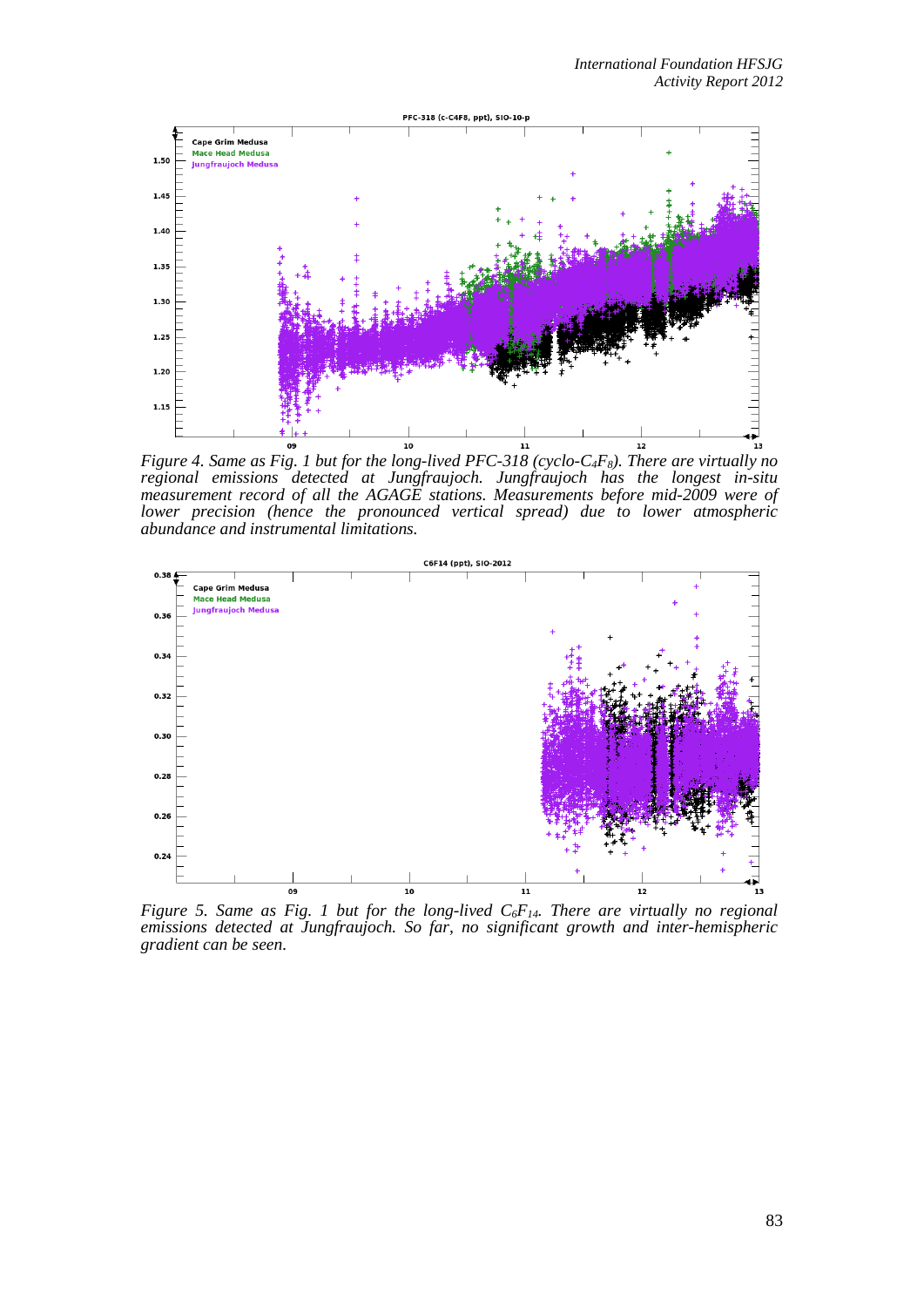*Figure 4. Same as Fig. 1 but for the long-lived PFC-318 (cyclo-$C_4F_8$). There are virtually no regional emissions detected at Jungfraujoch. Jungfraujoch has the longest in-situ measurement record of all the AGAGE stations. Measurements before mid-2009 were of lower precision (hence the pronounced vertical spread) due to lower atmospheric abundance and instrumental limitations.*

*Figure 5. Same as Fig. 1 but for the long-lived $C_6F_{14}$. There are virtually no regional emissions detected at Jungfraujoch. So far, no significant growth and inter-hemispheric gradient can be seen.*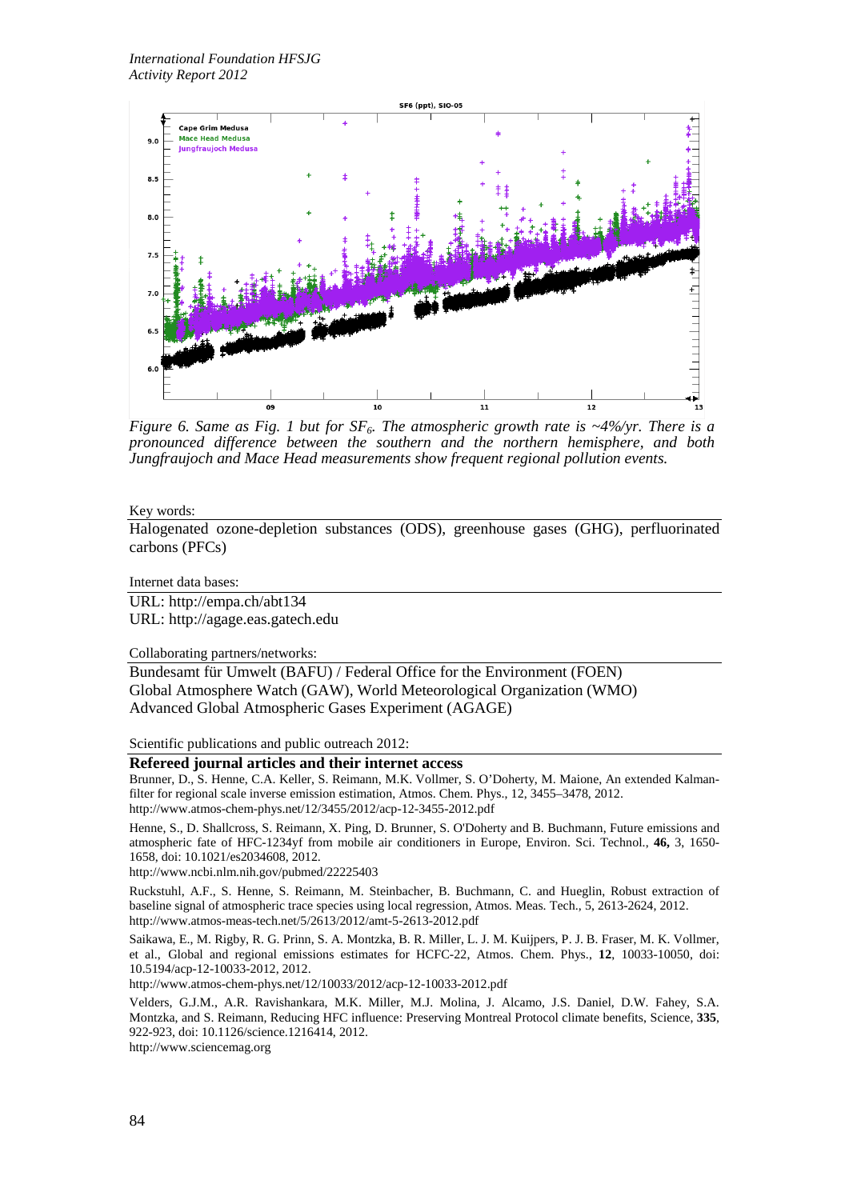*Figure 6. Same as Fig. 1 but for $SF_6$. The atmospheric growth rate is ~4%/yr. There is a pronounced difference between the southern and the northern hemisphere, and both Jungfraujoch and Mace Head measurements show frequent regional pollution events.*

Key words:

Halogenated ozone-depletion substances (ODS), greenhouse gases (GHG), perfluorinated carbons (PFCs)

Internet data bases:

URL: http://empa.ch/abt134
URL: http://agage.eas.gatech.edu

Collaborating partners/networks:

Bundesamt für Umwelt (BAFU) / Federal Office for the Environment (FOEN)
Global Atmosphere Watch (GAW), World Meteorological Organization (WMO)
Advanced Global Atmospheric Gases Experiment (AGAGE)

Scientific publications and public outreach 2012:

**Refereed journal articles and their internet access**

Brunner, D., S. Henne, C.A. Keller, S. Reimann, M.K. Vollmer, S. O'Doherty, M. Maione, An extended Kalman-filter for regional scale inverse emission estimation, Atmos. Chem. Phys., 12, 3455–3478, 2012.
http://www.atmos-chem-phys.net/12/3455/2012/acp-12-3455-2012.pdf

Henne, S., D. Shallcross, S. Reimann, X. Ping, D. Brunner, S. O'Doherty and B. Buchmann, Future emissions and atmospheric fate of HFC-1234yf from mobile air conditioners in Europe, Environ. Sci. Technol., **46,** 3, 1650-1658, doi: 10.1021/es2034608, 2012.
http://www.ncbi.nlm.nih.gov/pubmed/22225403

Ruckstuhl, A.F., S. Henne, S. Reimann, M. Steinbacher, B. Buchmann, C. and Hueglin, Robust extraction of baseline signal of atmospheric trace species using local regression, Atmos. Meas. Tech., 5, 2613-2624, 2012.
http://www.atmos-meas-tech.net/5/2613/2012/amt-5-2613-2012.pdf

Saikawa, E., M. Rigby, R. G. Prinn, S. A. Montzka, B. R. Miller, L. J. M. Kuijpers, P. J. B. Fraser, M. K. Vollmer, et al., Global and regional emissions estimates for HCFC-22, Atmos. Chem. Phys., **12**, 10033-10050, doi: 10.5194/acp-12-10033-2012, 2012.
http://www.atmos-chem-phys.net/12/10033/2012/acp-12-10033-2012.pdf

Velders, G.J.M., A.R. Ravishankara, M.K. Miller, M.J. Molina, J. Alcamo, J.S. Daniel, D.W. Fahey, S.A. Montzka, and S. Reimann, Reducing HFC influence: Preserving Montreal Protocol climate benefits, Science, **335**, 922-923, doi: 10.1126/science.1216414, 2012.
http://www.sciencemag.org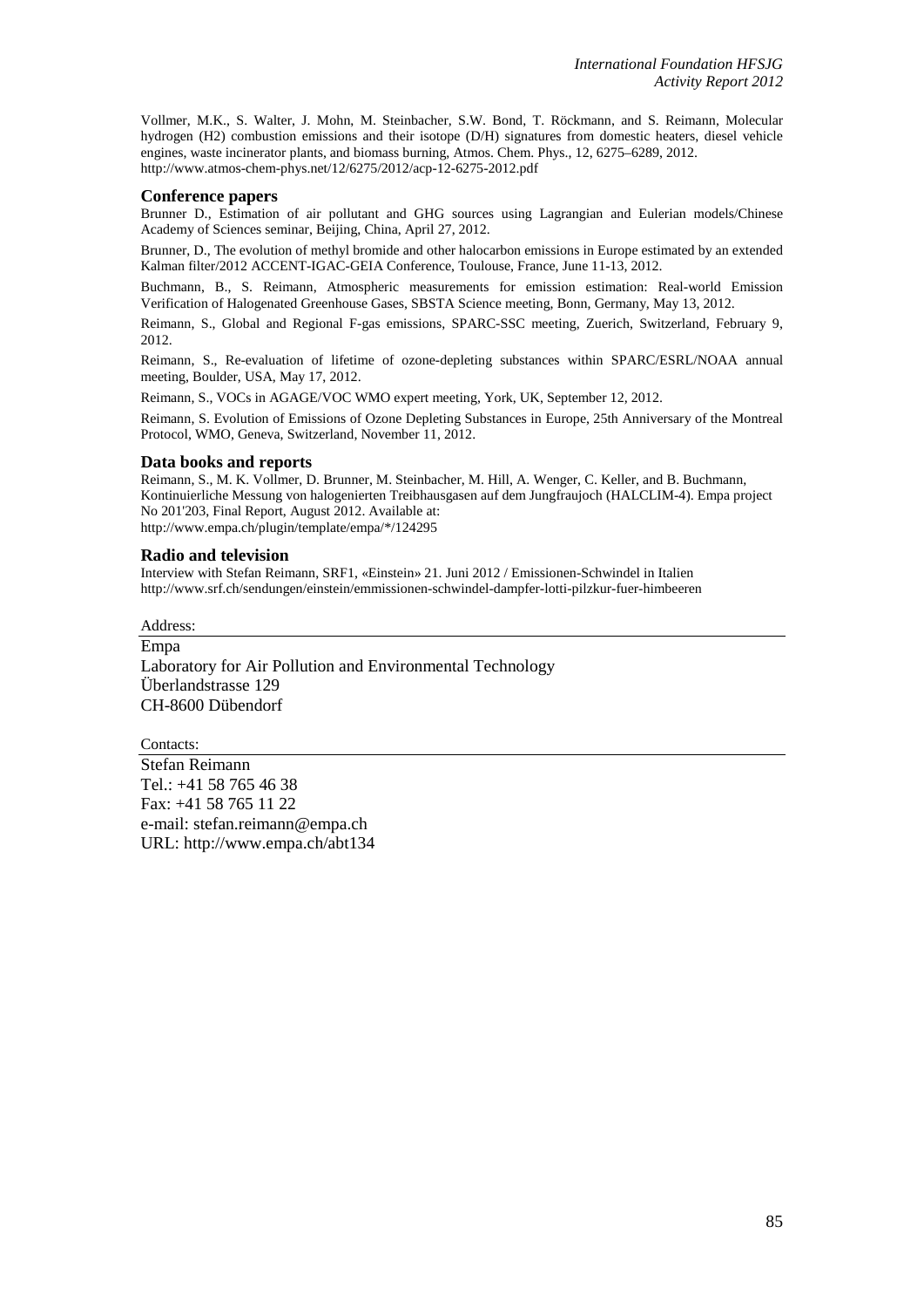Vollmer, M.K., S. Walter, J. Mohn, M. Steinbacher, S.W. Bond, T. Röckmann, and S. Reimann, Molecular hydrogen (H2) combustion emissions and their isotope (D/H) signatures from domestic heaters, diesel vehicle engines, waste incinerator plants, and biomass burning, Atmos. Chem. Phys., 12, 6275–6289, 2012. http://www.atmos-chem-phys.net/12/6275/2012/acp-12-6275-2012.pdf

### Conference papers

Brunner D., Estimation of air pollutant and GHG sources using Lagrangian and Eulerian models/Chinese Academy of Sciences seminar, Beijing, China, April 27, 2012.

Brunner, D., The evolution of methyl bromide and other halocarbon emissions in Europe estimated by an extended Kalman filter/2012 ACCENT-IGAC-GEIA Conference, Toulouse, France, June 11-13, 2012.

Buchmann, B., S. Reimann, Atmospheric measurements for emission estimation: Real-world Emission Verification of Halogenated Greenhouse Gases, SBSTA Science meeting, Bonn, Germany, May 13, 2012.

Reimann, S., Global and Regional F-gas emissions, SPARC-SSC meeting, Zuerich, Switzerland, February 9, 2012.

Reimann, S., Re-evaluation of lifetime of ozone-depleting substances within SPARC/ESRL/NOAA annual meeting, Boulder, USA, May 17, 2012.

Reimann, S., VOCs in AGAGE/VOC WMO expert meeting, York, UK, September 12, 2012.

Reimann, S. Evolution of Emissions of Ozone Depleting Substances in Europe, 25th Anniversary of the Montreal Protocol, WMO, Geneva, Switzerland, November 11, 2012.

### Data books and reports

Reimann, S., M. K. Vollmer, D. Brunner, M. Steinbacher, M. Hill, A. Wenger, C. Keller, and B. Buchmann, Kontinuierliche Messung von halogenierten Treibhausgasen auf dem Jungfraujoch (HALCLIM-4). Empa project No 201'203, Final Report, August 2012. Available at:
http://www.empa.ch/plugin/template/empa/*/124295

### Radio and television

Interview with Stefan Reimann, SRF1, «Einstein» 21. Juni 2012 / Emissionen-Schwindel in Italien
http://www.srf.ch/sendungen/einstein/emmissionen-schwindel-dampfer-lotti-pilzkur-fuer-himbeeren

Address:

Empa
Laboratory for Air Pollution and Environmental Technology
Überlandstrasse 129
CH-8600 Dübendorf

Contacts:

Stefan Reimann
Tel.: +41 58 765 46 38
Fax: +41 58 765 11 22
e-mail: stefan.reimann@empa.ch
URL: http://www.empa.ch/abt134